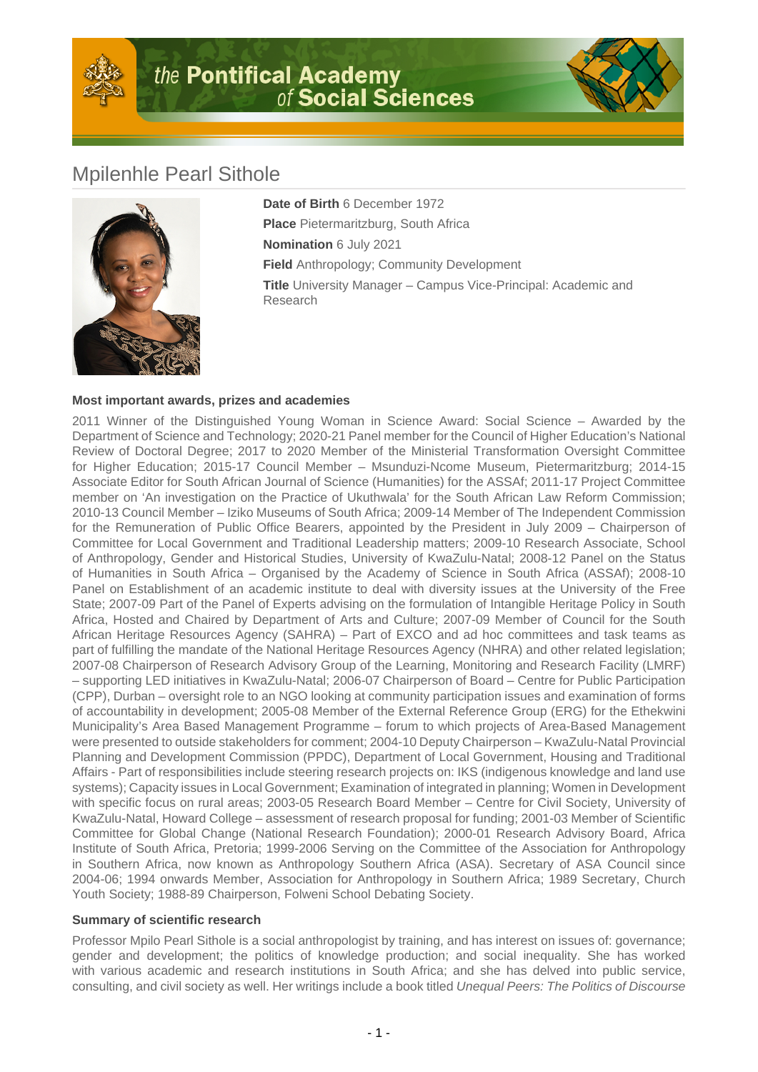# Mpilenhle Pearl Sithole

**Date of Birth** 6 December 1972

**Place** Pietermaritzburg, South Africa

**Nomination** 6 July 2021

**Field** Anthropology; Community Development

**Title** University Manager – Campus Vice-Principal: Academic and Research

### Most important awards, prizes and academies

2011 Winner of the Distinguished Young Woman in Science Award: Social Science – Awarded by the Department of Science and Technology; 2020-21 Panel member for the Council of Higher Education's National Review of Doctoral Degree; 2017 to 2020 Member of the Ministerial Transformation Oversight Committee for Higher Education; 2015-17 Council Member – Msunduzi-Ncome Museum, Pietermaritzburg; 2014-15 Associate Editor for South African Journal of Science (Humanities) for the ASSAf; 2011-17 Project Committee member on 'An investigation on the Practice of Ukuthwala' for the South African Law Reform Commission; 2010-13 Council Member – Iziko Museums of South Africa; 2009-14 Member of The Independent Commission for the Remuneration of Public Office Bearers, appointed by the President in July 2009 – Chairperson of Committee for Local Government and Traditional Leadership matters; 2009-10 Research Associate, School of Anthropology, Gender and Historical Studies, University of KwaZulu-Natal; 2008-12 Panel on the Status of Humanities in South Africa – Organised by the Academy of Science in South Africa (ASSAf); 2008-10 Panel on Establishment of an academic institute to deal with diversity issues at the University of the Free State; 2007-09 Part of the Panel of Experts advising on the formulation of Intangible Heritage Policy in South Africa, Hosted and Chaired by Department of Arts and Culture; 2007-09 Member of Council for the South African Heritage Resources Agency (SAHRA) – Part of EXCO and ad hoc committees and task teams as part of fulfilling the mandate of the National Heritage Resources Agency (NHRA) and other related legislation; 2007-08 Chairperson of Research Advisory Group of the Learning, Monitoring and Research Facility (LMRF) – supporting LED initiatives in KwaZulu-Natal; 2006-07 Chairperson of Board – Centre for Public Participation (CPP), Durban – oversight role to an NGO looking at community participation issues and examination of forms of accountability in development; 2005-08 Member of the External Reference Group (ERG) for the Ethekwini Municipality's Area Based Management Programme – forum to which projects of Area-Based Management were presented to outside stakeholders for comment; 2004-10 Deputy Chairperson – KwaZulu-Natal Provincial Planning and Development Commission (PPDC), Department of Local Government, Housing and Traditional Affairs - Part of responsibilities include steering research projects on: IKS (indigenous knowledge and land use systems); Capacity issues in Local Government; Examination of integrated in planning; Women in Development with specific focus on rural areas; 2003-05 Research Board Member – Centre for Civil Society, University of KwaZulu-Natal, Howard College – assessment of research proposal for funding; 2001-03 Member of Scientific Committee for Global Change (National Research Foundation); 2000-01 Research Advisory Board, Africa Institute of South Africa, Pretoria; 1999-2006 Serving on the Committee of the Association for Anthropology in Southern Africa, now known as Anthropology Southern Africa (ASA). Secretary of ASA Council since 2004-06; 1994 onwards Member, Association for Anthropology in Southern Africa; 1989 Secretary, Church Youth Society; 1988-89 Chairperson, Folweni School Debating Society.

### Summary of scientific research

Professor Mpilo Pearl Sithole is a social anthropologist by training, and has interest on issues of: governance; gender and development; the politics of knowledge production; and social inequality. She has worked with various academic and research institutions in South Africa; and she has delved into public service, consulting, and civil society as well. Her writings include a book titled *Unequal Peers: The Politics of Discourse*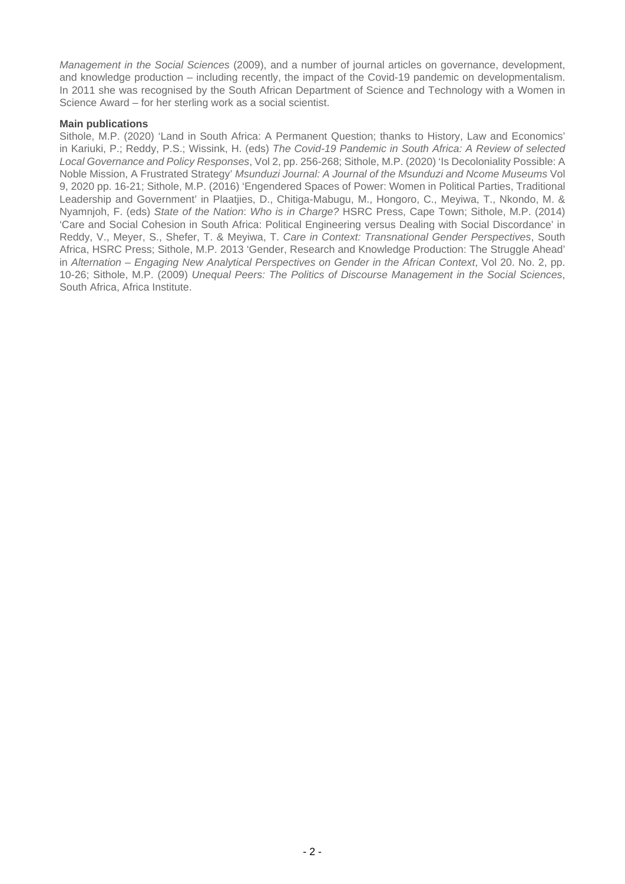*Management in the Social Sciences* (2009), and a number of journal articles on governance, development, and knowledge production – including recently, the impact of the Covid-19 pandemic on developmentalism. In 2011 she was recognised by the South African Department of Science and Technology with a Women in Science Award – for her sterling work as a social scientist.

**Main publications**

Sithole, M.P. (2020) 'Land in South Africa: A Permanent Question; thanks to History, Law and Economics' in Kariuki, P.; Reddy, P.S.; Wissink, H. (eds) *The Covid-19 Pandemic in South Africa: A Review of selected Local Governance and Policy Responses*, Vol 2, pp. 256-268; Sithole, M.P. (2020) 'Is Decoloniality Possible: A Noble Mission, A Frustrated Strategy' *Msunduzi Journal: A Journal of the Msunduzi and Ncome Museums* Vol 9, 2020 pp. 16-21; Sithole, M.P. (2016) 'Engendered Spaces of Power: Women in Political Parties, Traditional Leadership and Government' in Plaatjies, D., Chitiga-Mabugu, M., Hongoro, C., Meyiwa, T., Nkondo, M. & Nyamnjoh, F. (eds) *State of the Nation*: *Who is in Charge?* HSRC Press, Cape Town; Sithole, M.P. (2014) 'Care and Social Cohesion in South Africa: Political Engineering versus Dealing with Social Discordance' in Reddy, V., Meyer, S., Shefer, T. & Meyiwa, T. *Care in Context: Transnational Gender Perspectives*, South Africa, HSRC Press; Sithole, M.P. 2013 'Gender, Research and Knowledge Production: The Struggle Ahead' in *Alternation – Engaging New Analytical Perspectives on Gender in the African Context*, Vol 20. No. 2, pp. 10-26; Sithole, M.P. (2009) *Unequal Peers: The Politics of Discourse Management in the Social Sciences*, South Africa, Africa Institute.